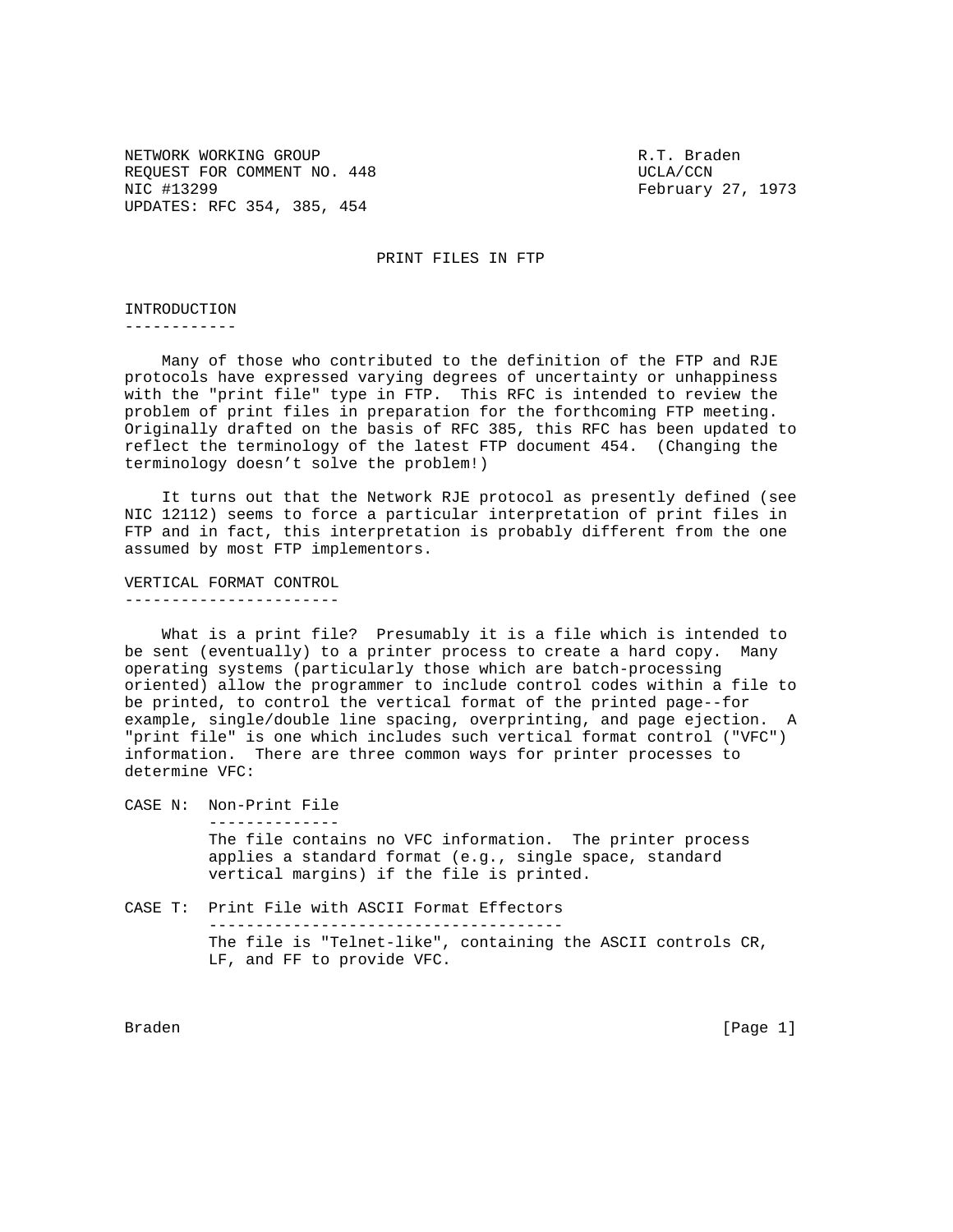NETWORK WORKING GROUP R.T. Braden
REQUEST FOR COMMENT NO. 448 UCLA/CCN
NIC #13299 February 27, 1973
UPDATES: RFC 354, 385, 454

# PRINT FILES IN FTP

## INTRODUCTION

Many of those who contributed to the definition of the FTP and RJE protocols have expressed varying degrees of uncertainty or unhappiness with the "print file" type in FTP. This RFC is intended to review the problem of print files in preparation for the forthcoming FTP meeting. Originally drafted on the basis of RFC 385, this RFC has been updated to reflect the terminology of the latest FTP document 454. (Changing the terminology doesn't solve the problem!)

It turns out that the Network RJE protocol as presently defined (see NIC 12112) seems to force a particular interpretation of print files in FTP and in fact, this interpretation is probably different from the one assumed by most FTP implementors.

## VERTICAL FORMAT CONTROL

What is a print file? Presumably it is a file which is intended to be sent (eventually) to a printer process to create a hard copy. Many operating systems (particularly those which are batch-processing oriented) allow the programmer to include control codes within a file to be printed, to control the vertical format of the printed page--for example, single/double line spacing, overprinting, and page ejection. A "print file" is one which includes such vertical format control ("VFC") information. There are three common ways for printer processes to determine VFC:

CASE N: Non-Print File

The file contains no VFC information. The printer process applies a standard format (e.g., single space, standard vertical margins) if the file is printed.

CASE T: Print File with ASCII Format Effectors

The file is "Telnet-like", containing the ASCII controls CR, LF, and FF to provide VFC.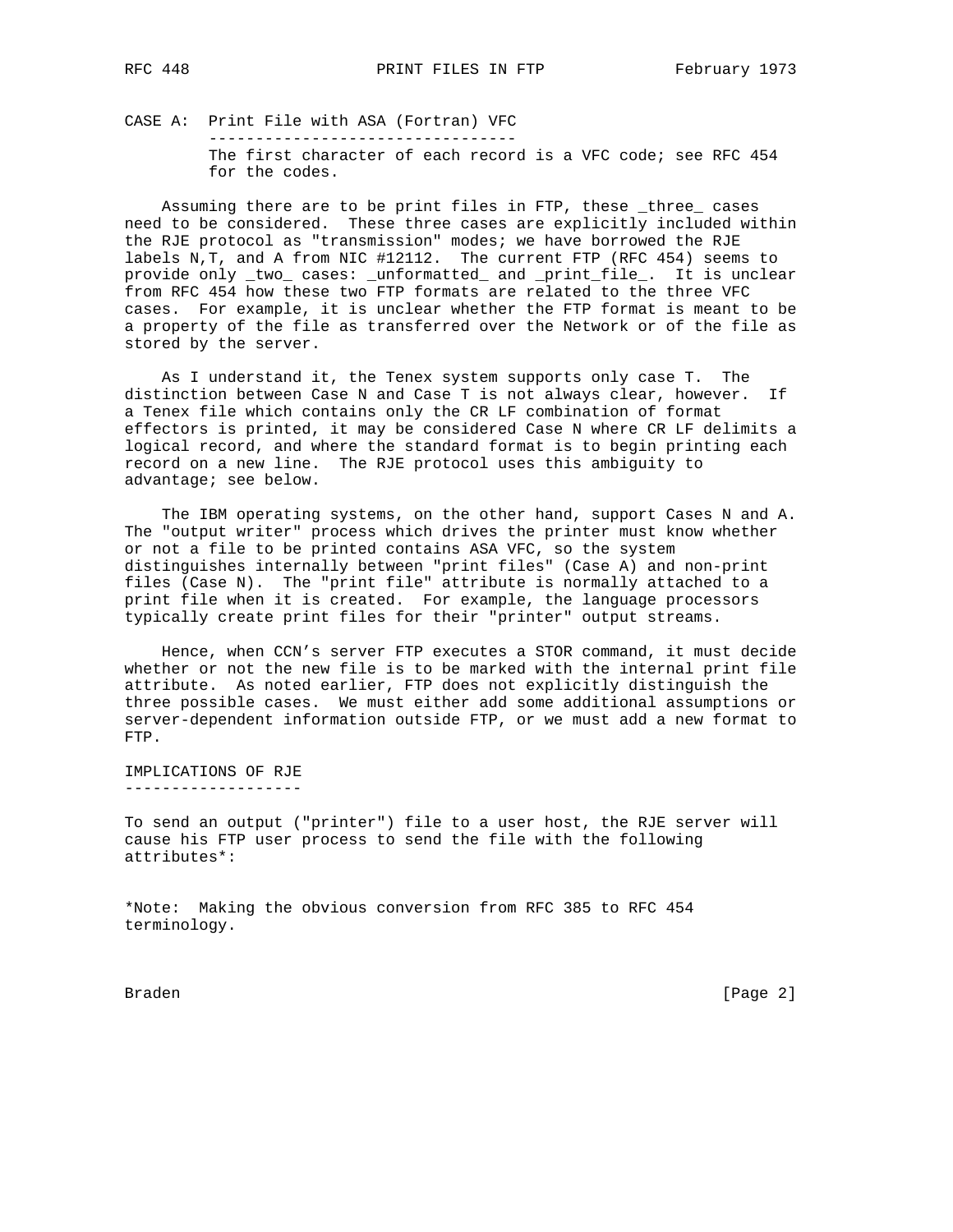CASE A: Print File with ASA (Fortran) VFC

---------------------------------

The first character of each record is a VFC code; see RFC 454 for the codes.

Assuming there are to be print files in FTP, these _three_ cases need to be considered. These three cases are explicitly included within the RJE protocol as "transmission" modes; we have borrowed the RJE labels N,T, and A from NIC #12112. The current FTP (RFC 454) seems to provide only _two_ cases: _unformatted_ and _print_file_. It is unclear from RFC 454 how these two FTP formats are related to the three VFC cases. For example, it is unclear whether the FTP format is meant to be a property of the file as transferred over the Network or of the file as stored by the server.

As I understand it, the Tenex system supports only case T. The distinction between Case N and Case T is not always clear, however. If a Tenex file which contains only the CR LF combination of format effectors is printed, it may be considered Case N where CR LF delimits a logical record, and where the standard format is to begin printing each record on a new line. The RJE protocol uses this ambiguity to advantage; see below.

The IBM operating systems, on the other hand, support Cases N and A. The "output writer" process which drives the printer must know whether or not a file to be printed contains ASA VFC, so the system distinguishes internally between "print files" (Case A) and non-print files (Case N). The "print file" attribute is normally attached to a print file when it is created. For example, the language processors typically create print files for their "printer" output streams.

Hence, when CCN's server FTP executes a STOR command, it must decide whether or not the new file is to be marked with the internal print file attribute. As noted earlier, FTP does not explicitly distinguish the three possible cases. We must either add some additional assumptions or server-dependent information outside FTP, or we must add a new format to FTP.

## IMPLICATIONS OF RJE

To send an output ("printer") file to a user host, the RJE server will cause his FTP user process to send the file with the following attributes*:

*Note: Making the obvious conversion from RFC 385 to RFC 454 terminology.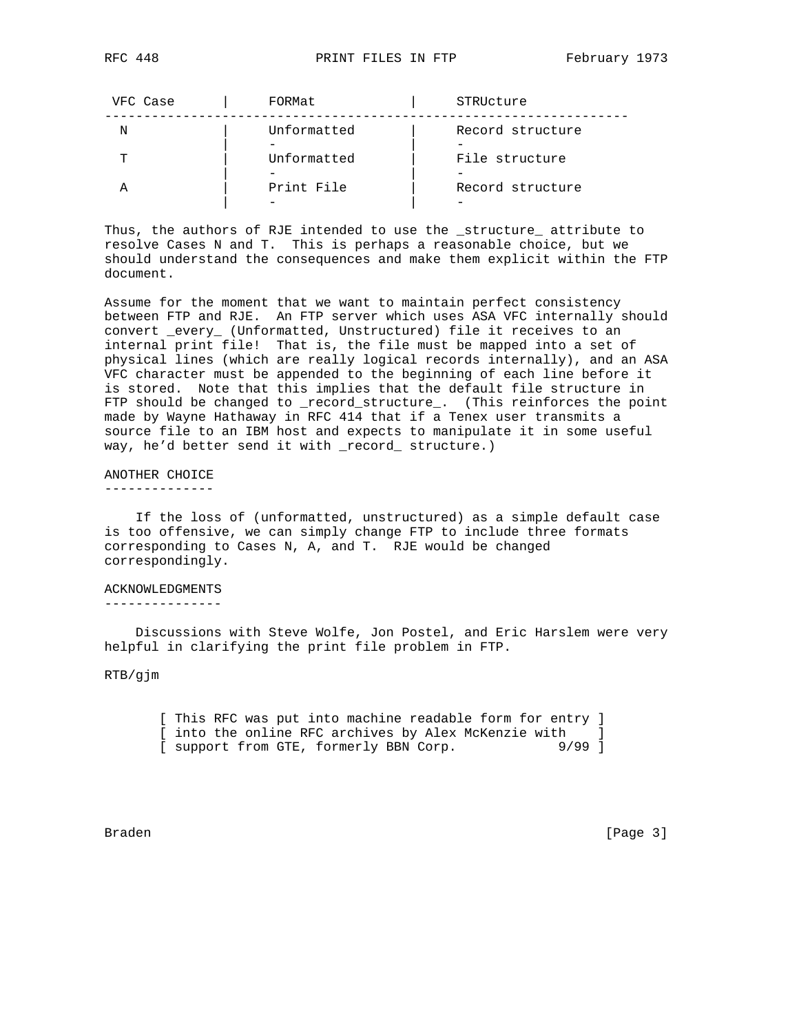| VFC Case | FORMat | STRUcture |
|---|---|---|
| N | Unformatted | Record structure |
| T | Unformatted | File structure |
| A | Print File | Record structure |

Thus, the authors of RJE intended to use the _structure_ attribute to resolve Cases N and T. This is perhaps a reasonable choice, but we should understand the consequences and make them explicit within the FTP document.

Assume for the moment that we want to maintain perfect consistency between FTP and RJE. An FTP server which uses ASA VFC internally should convert _every_ (Unformatted, Unstructured) file it receives to an internal print file! That is, the file must be mapped into a set of physical lines (which are really logical records internally), and an ASA VFC character must be appended to the beginning of each line before it is stored. Note that this implies that the default file structure in FTP should be changed to _record_structure_. (This reinforces the point made by Wayne Hathaway in RFC 414 that if a Tenex user transmits a source file to an IBM host and expects to manipulate it in some useful way, he'd better send it with _record_ structure.)

## ANOTHER CHOICE

If the loss of (unformatted, unstructured) as a simple default case is too offensive, we can simply change FTP to include three formats corresponding to Cases N, A, and T. RJE would be changed correspondingly.

## ACKNOWLEDGMENTS

Discussions with Steve Wolfe, Jon Postel, and Eric Harslem were very helpful in clarifying the print file problem in FTP.

RTB/gjm

[ This RFC was put into machine readable form for entry ]
[ into the online RFC archives by Alex McKenzie with ]
[ support from GTE, formerly BBN Corp. 9/99 ]